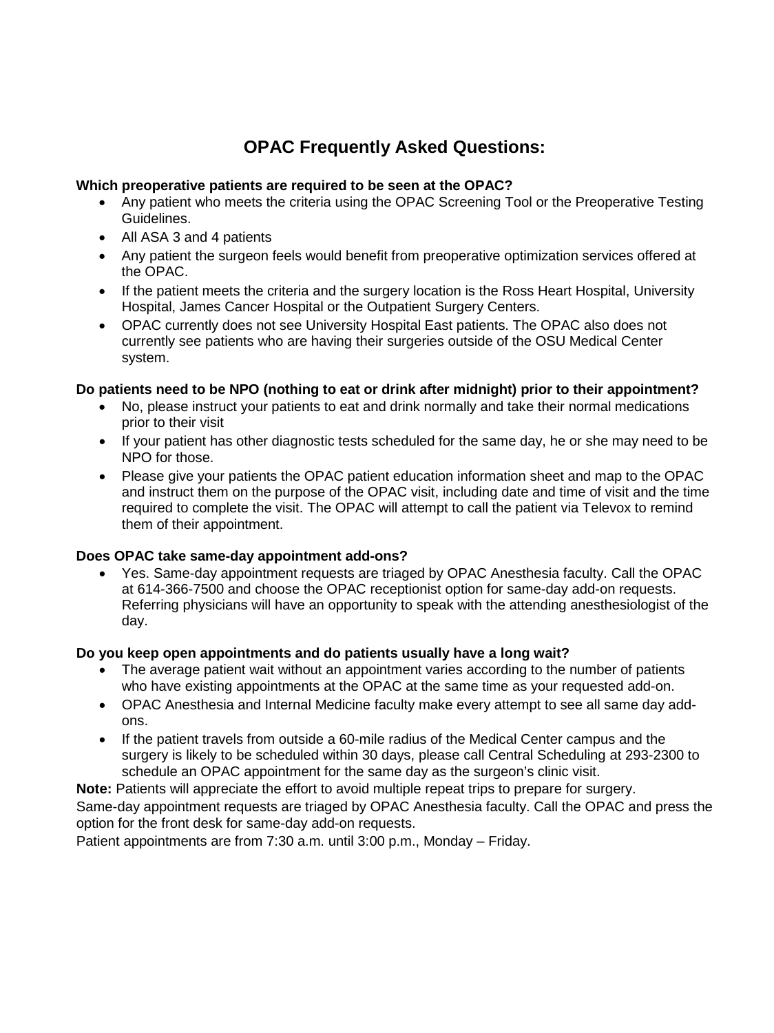# OPAC Frequently Asked Questions:

**Which preoperative patients are required to be seen at the OPAC?**

- Any patient who meets the criteria using the OPAC Screening Tool or the Preoperative Testing Guidelines.
- All ASA 3 and 4 patients
- Any patient the surgeon feels would benefit from preoperative optimization services offered at the OPAC.
- If the patient meets the criteria and the surgery location is the Ross Heart Hospital, University Hospital, James Cancer Hospital or the Outpatient Surgery Centers.
- OPAC currently does not see University Hospital East patients. The OPAC also does not currently see patients who are having their surgeries outside of the OSU Medical Center system.

**Do patients need to be NPO (nothing to eat or drink after midnight) prior to their appointment?**

- No, please instruct your patients to eat and drink normally and take their normal medications prior to their visit
- If your patient has other diagnostic tests scheduled for the same day, he or she may need to be NPO for those.
- Please give your patients the OPAC patient education information sheet and map to the OPAC and instruct them on the purpose of the OPAC visit, including date and time of visit and the time required to complete the visit. The OPAC will attempt to call the patient via Televox to remind them of their appointment.

**Does OPAC take same-day appointment add-ons?**

- Yes. Same-day appointment requests are triaged by OPAC Anesthesia faculty. Call the OPAC at 614-366-7500 and choose the OPAC receptionist option for same-day add-on requests. Referring physicians will have an opportunity to speak with the attending anesthesiologist of the day.

**Do you keep open appointments and do patients usually have a long wait?**

- The average patient wait without an appointment varies according to the number of patients who have existing appointments at the OPAC at the same time as your requested add-on.
- OPAC Anesthesia and Internal Medicine faculty make every attempt to see all same day add-ons.
- If the patient travels from outside a 60-mile radius of the Medical Center campus and the surgery is likely to be scheduled within 30 days, please call Central Scheduling at 293-2300 to schedule an OPAC appointment for the same day as the surgeon's clinic visit.

**Note:** Patients will appreciate the effort to avoid multiple repeat trips to prepare for surgery.

Same-day appointment requests are triaged by OPAC Anesthesia faculty. Call the OPAC and press the option for the front desk for same-day add-on requests.

Patient appointments are from 7:30 a.m. until 3:00 p.m., Monday – Friday.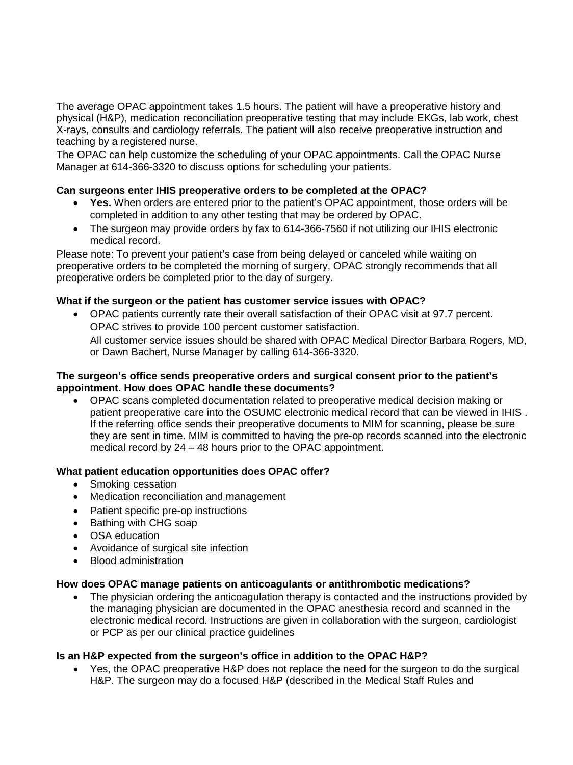The average OPAC appointment takes 1.5 hours. The patient will have a preoperative history and physical (H&P), medication reconciliation preoperative testing that may include EKGs, lab work, chest X-rays, consults and cardiology referrals. The patient will also receive preoperative instruction and teaching by a registered nurse.

The OPAC can help customize the scheduling of your OPAC appointments. Call the OPAC Nurse Manager at 614-366-3320 to discuss options for scheduling your patients.

**Can surgeons enter IHIS preoperative orders to be completed at the OPAC?**

- **Yes.** When orders are entered prior to the patient's OPAC appointment, those orders will be completed in addition to any other testing that may be ordered by OPAC.
- The surgeon may provide orders by fax to 614-366-7560 if not utilizing our IHIS electronic medical record.

Please note: To prevent your patient's case from being delayed or canceled while waiting on preoperative orders to be completed the morning of surgery, OPAC strongly recommends that all preoperative orders be completed prior to the day of surgery.

**What if the surgeon or the patient has customer service issues with OPAC?**

- OPAC patients currently rate their overall satisfaction of their OPAC visit at 97.7 percent. OPAC strives to provide 100 percent customer satisfaction.
  All customer service issues should be shared with OPAC Medical Director Barbara Rogers, MD, or Dawn Bachert, Nurse Manager by calling 614-366-3320.

**The surgeon's office sends preoperative orders and surgical consent prior to the patient's appointment. How does OPAC handle these documents?**

- OPAC scans completed documentation related to preoperative medical decision making or patient preoperative care into the OSUMC electronic medical record that can be viewed in IHIS . If the referring office sends their preoperative documents to MIM for scanning, please be sure they are sent in time. MIM is committed to having the pre-op records scanned into the electronic medical record by 24 – 48 hours prior to the OPAC appointment.

**What patient education opportunities does OPAC offer?**

- Smoking cessation
- Medication reconciliation and management
- Patient specific pre-op instructions
- Bathing with CHG soap
- OSA education
- Avoidance of surgical site infection
- Blood administration

**How does OPAC manage patients on anticoagulants or antithrombotic medications?**

- The physician ordering the anticoagulation therapy is contacted and the instructions provided by the managing physician are documented in the OPAC anesthesia record and scanned in the electronic medical record. Instructions are given in collaboration with the surgeon, cardiologist or PCP as per our clinical practice guidelines

**Is an H&P expected from the surgeon's office in addition to the OPAC H&P?**

- Yes, the OPAC preoperative H&P does not replace the need for the surgeon to do the surgical H&P. The surgeon may do a focused H&P (described in the Medical Staff Rules and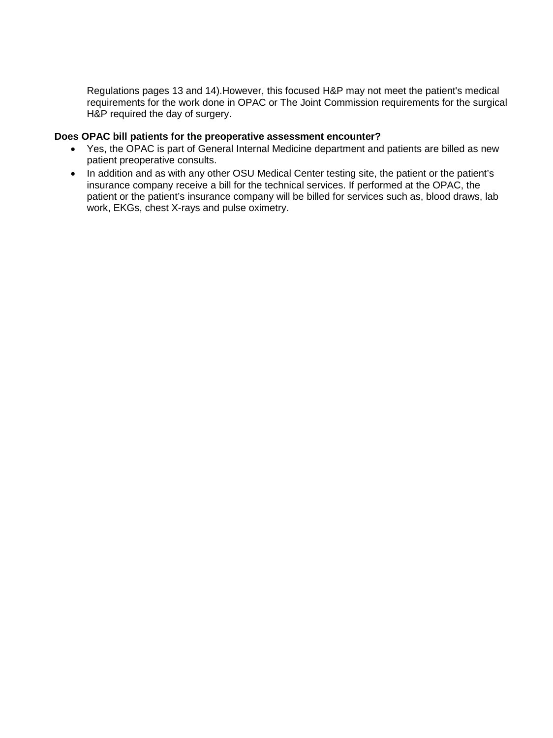Regulations pages 13 and 14).However, this focused H&P may not meet the patient's medical requirements for the work done in OPAC or The Joint Commission requirements for the surgical H&P required the day of surgery.

**Does OPAC bill patients for the preoperative assessment encounter?**

- Yes, the OPAC is part of General Internal Medicine department and patients are billed as new patient preoperative consults.
- In addition and as with any other OSU Medical Center testing site, the patient or the patient's insurance company receive a bill for the technical services. If performed at the OPAC, the patient or the patient's insurance company will be billed for services such as, blood draws, lab work, EKGs, chest X-rays and pulse oximetry.